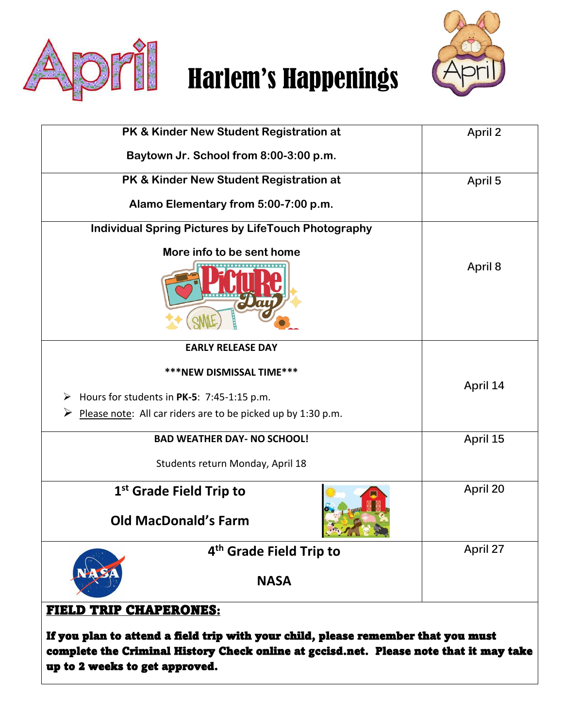# Harlem's Happenings

| Event | Date |
|---|---|
| **PK & Kinder New Student Registration at Baytown Jr. School from 8:00-3:00 p.m.** | April 2 |
| **PK & Kinder New Student Registration at Alamo Elementary from 5:00-7:00 p.m.** | April 5 |
| **Individual Spring Pictures by LifeTouch Photography** **More info to be sent home** | April 8 |
| **EARLY RELEASE DAY** **\*\*\*NEW DISMISSAL TIME\*\*\*** ➢ Hours for students in **PK-5**: 7:45-1:15 p.m. ➢ Please note: All car riders are to be picked up by 1:30 p.m. | April 14 |
| **BAD WEATHER DAY- NO SCHOOL!** Students return Monday, April 18 | April 15 |
| **1st Grade Field Trip to Old MacDonald's Farm** | April 20 |
| **4th Grade Field Trip to NASA** | April 27 |

**FIELD TRIP CHAPERONES:**

**If you plan to attend a field trip with your child, please remember that you must complete the Criminal History Check online at gccisd.net. Please note that it may take up to 2 weeks to get approved.**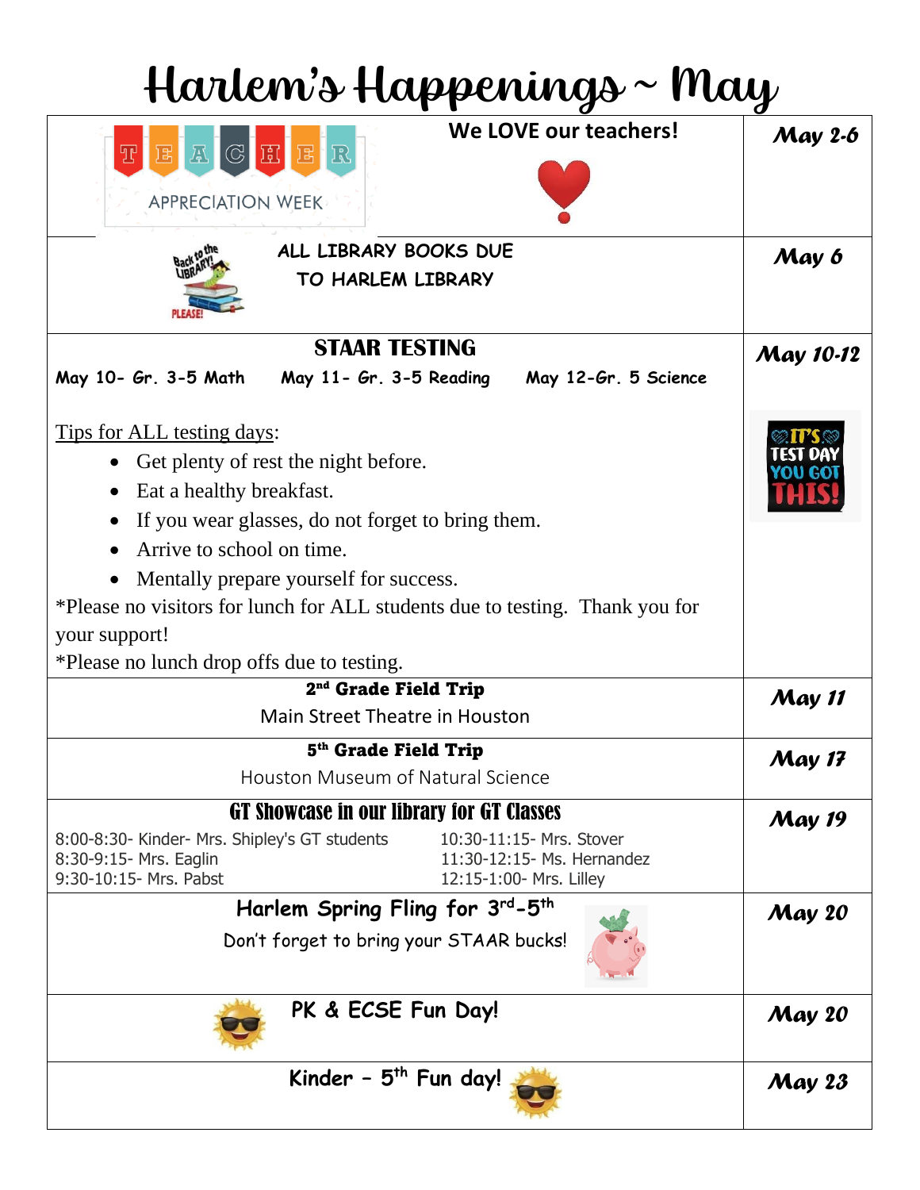# Harlem's Happenings ~ May

| Event | Date |
|---|---|
| TEACHER APPRECIATION WEEK<br>We LOVE our teachers! | **May 2-6** |
| Back to the LIBRARY! PLEASE!<br>ALL LIBRARY BOOKS DUE TO HARLEM LIBRARY | **May 6** |
| **STAAR TESTING**<br>May 10- Gr. 3-5 Math &nbsp;&nbsp; May 11- Gr. 3-5 Reading &nbsp;&nbsp; May 12-Gr. 5 Science<br><br><u>Tips for ALL testing days</u>:<br>• Get plenty of rest the night before.<br>• Eat a healthy breakfast.<br>• If you wear glasses, do not forget to bring them.<br>• Arrive to school on time.<br>• Mentally prepare yourself for success.<br>*Please no visitors for lunch for ALL students due to testing. Thank you for your support!<br>*Please no lunch drop offs due to testing. | **May 10-12**<br><br>IT'S TEST DAY YOU GOT THIS! |
| **2nd Grade Field Trip**<br>Main Street Theatre in Houston | **May 11** |
| **5th Grade Field Trip**<br>Houston Museum of Natural Science | **May 17** |
| **GT Showcase in our library for GT Classes**<br>8:00-8:30- Kinder- Mrs. Shipley's GT students<br>8:30-9:15- Mrs. Eaglin<br>9:30-10:15- Mrs. Pabst<br>10:30-11:15- Mrs. Stover<br>11:30-12:15- Ms. Hernandez<br>12:15-1:00- Mrs. Lilley | **May 19** |
| **Harlem Spring Fling for 3rd-5th**<br>Don't forget to bring your STAAR bucks! | **May 20** |
| **PK & ECSE Fun Day!** | **May 20** |
| **Kinder – 5th Fun day!** | **May 23** |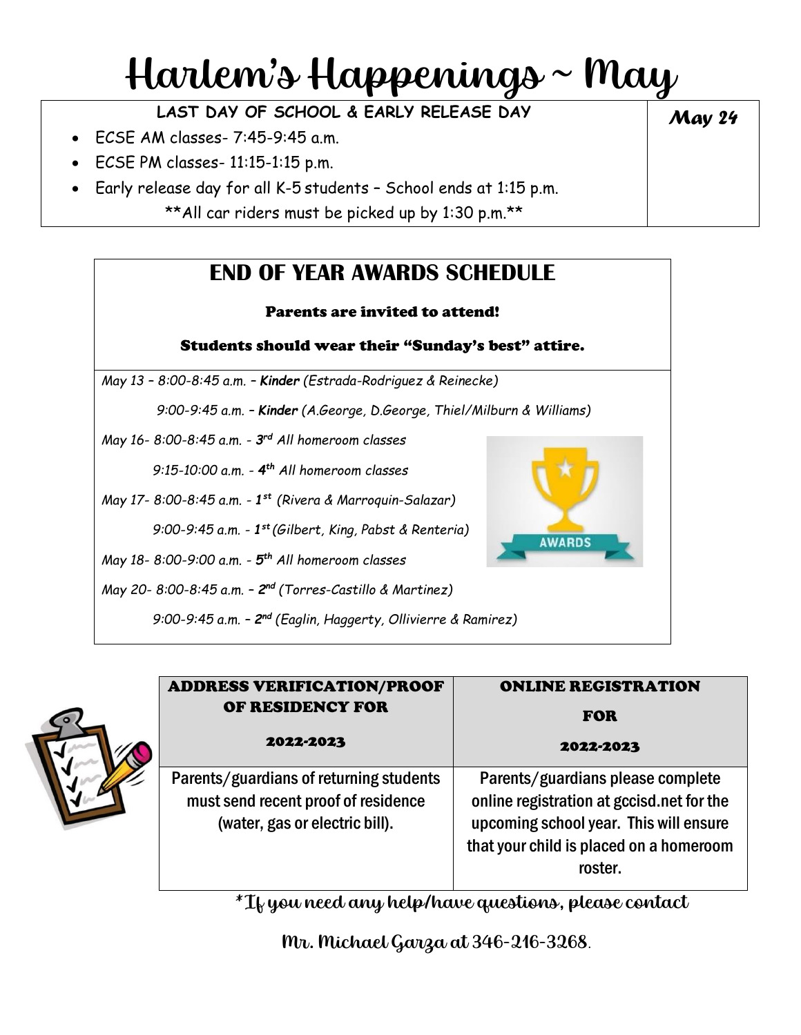# Harlem's Happenings ~ May

| LAST DAY OF SCHOOL & EARLY RELEASE DAY | May 24 |
|---|---|
| • ECSE AM classes- 7:45-9:45 a.m.<br>• ECSE PM classes- 11:15-1:15 p.m.<br>• Early release day for all K-5 students – School ends at 1:15 p.m.<br>**All car riders must be picked up by 1:30 p.m.** | |

## END OF YEAR AWARDS SCHEDULE

**Parents are invited to attend!**

**Students should wear their "Sunday's best" attire.**

*May 13 – 8:00-8:45 a.m. – **Kinder** (Estrada-Rodriguez & Reinecke)*

*9:00-9:45 a.m. – **Kinder** (A.George, D.George, Thiel/Milburn & Williams)*

*May 16- 8:00-8:45 a.m. - **3rd** All homeroom classes*

*9:15-10:00 a.m. - **4th** All homeroom classes*

*May 17- 8:00-8:45 a.m. - **1st** (Rivera & Marroquin-Salazar)*

*9:00-9:45 a.m. - **1st** (Gilbert, King, Pabst & Renteria)*

*May 18- 8:00-9:00 a.m. - **5th** All homeroom classes*

*May 20- 8:00-8:45 a.m. – **2nd** (Torres-Castillo & Martinez)*

*9:00-9:45 a.m. – **2nd** (Eaglin, Haggerty, Ollivierre & Ramirez)*

| ADDRESS VERIFICATION/PROOF OF RESIDENCY FOR 2022-2023 | ONLINE REGISTRATION FOR 2022-2023 |
|---|---|
| Parents/guardians of returning students must send recent proof of residence (water, gas or electric bill). | Parents/guardians please complete online registration at gccisd.net for the upcoming school year. This will ensure that your child is placed on a homeroom roster. |

*If you need any help/have questions, please contact

Mr. Michael Garza at 346-216-3268.